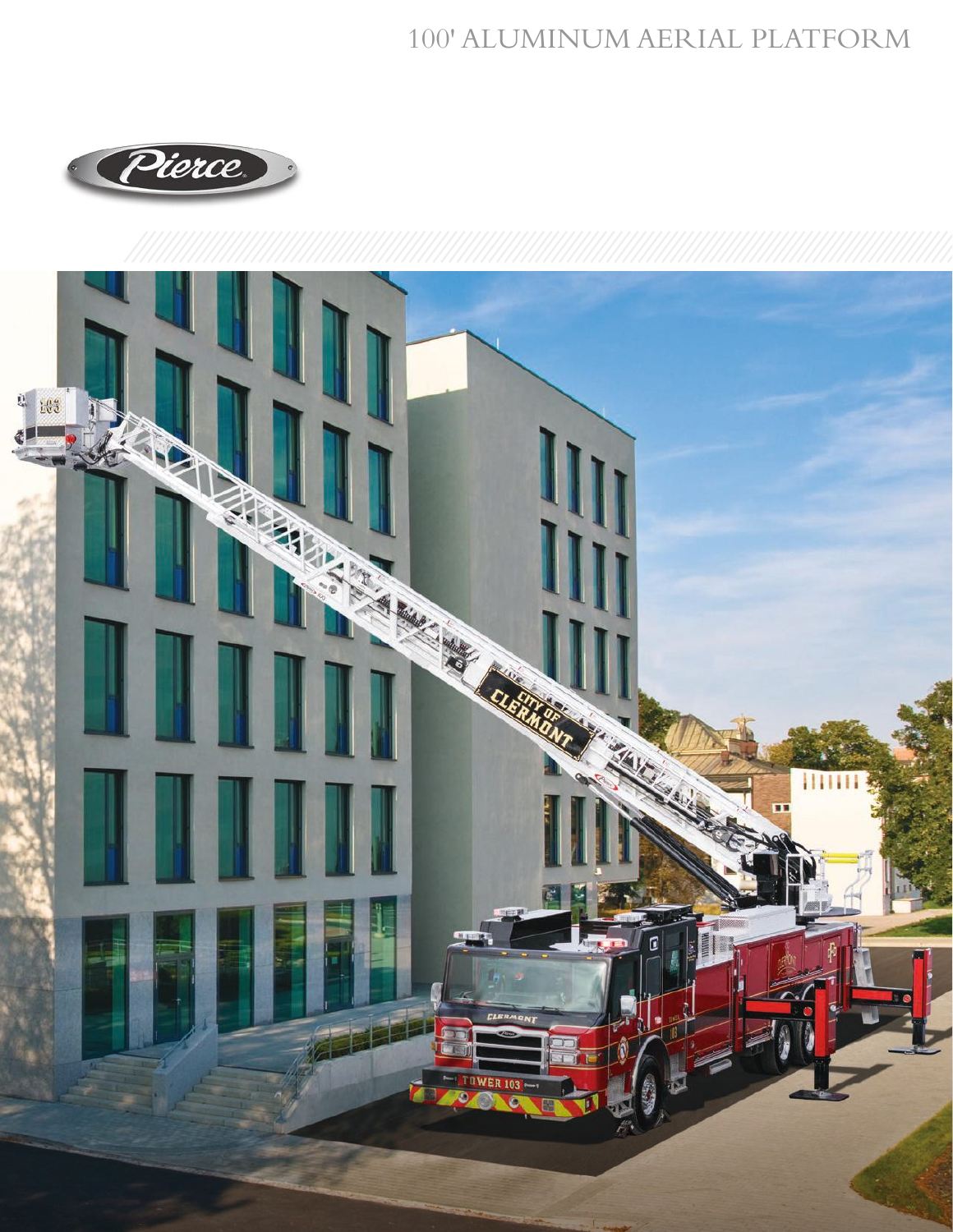# 100' ALUMINUM AERIAL PLATFORM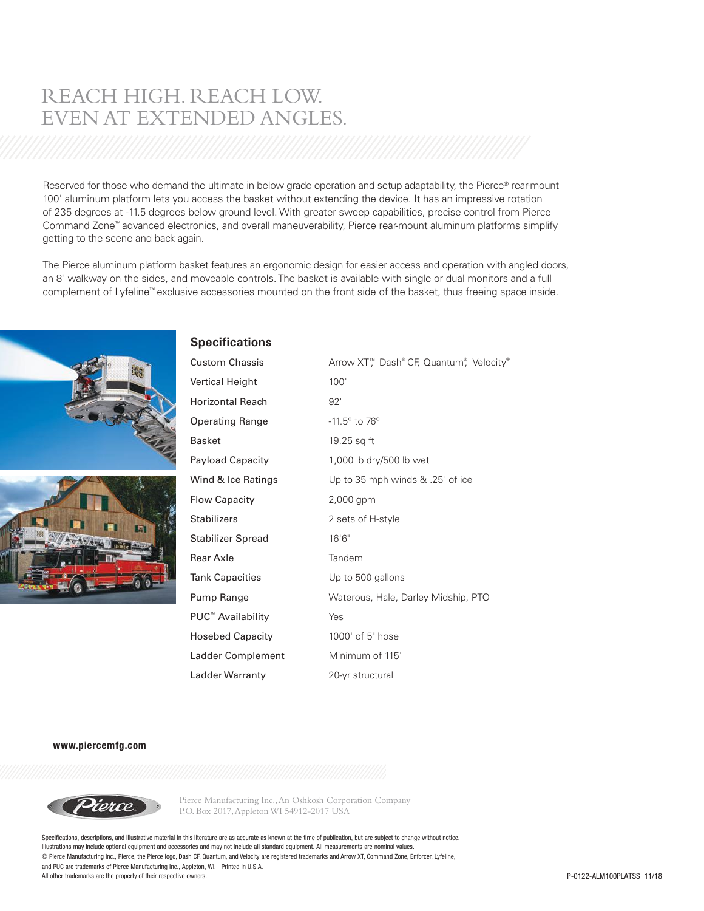# REACH HIGH. REACH LOW. EVEN AT EXTENDED ANGLES.

Reserved for those who demand the ultimate in below grade operation and setup adaptability, the Pierce® rear-mount 100' aluminum platform lets you access the basket without extending the device. It has an impressive rotation of 235 degrees at -11.5 degrees below ground level. With greater sweep capabilities, precise control from Pierce Command Zone™ advanced electronics, and overall maneuverability, Pierce rear-mount aluminum platforms simplify getting to the scene and back again.

The Pierce aluminum platform basket features an ergonomic design for easier access and operation with angled doors, an 8" walkway on the sides, and moveable controls. The basket is available with single or dual monitors and a full complement of Lyfeline™ exclusive accessories mounted on the front side of the basket, thus freeing space inside.

## Specifications

| | |
|---|---|
| Custom Chassis | Arrow XT™, Dash® CF, Quantum®, Velocity® |
| Vertical Height | 100' |
| Horizontal Reach | 92' |
| Operating Range | -11.5° to 76° |
| Basket | 19.25 sq ft |
| Payload Capacity | 1,000 lb dry/500 lb wet |
| Wind & Ice Ratings | Up to 35 mph winds & .25" of ice |
| Flow Capacity | 2,000 gpm |
| Stabilizers | 2 sets of H-style |
| Stabilizer Spread | 16'6" |
| Rear Axle | Tandem |
| Tank Capacities | Up to 500 gallons |
| Pump Range | Waterous, Hale, Darley Midship, PTO |
| PUC™ Availability | Yes |
| Hosebed Capacity | 1000' of 5" hose |
| Ladder Complement | Minimum of 115' |
| Ladder Warranty | 20-yr structural |

**www.piercemfg.com**

Pierce Manufacturing Inc., An Oshkosh Corporation Company
P.O. Box 2017, Appleton WI 54912-2017 USA

Specifications, descriptions, and illustrative material in this literature are as accurate as known at the time of publication, but are subject to change without notice. Illustrations may include optional equipment and accessories and may not include all standard equipment. All measurements are nominal values.
© Pierce Manufacturing Inc., Pierce, the Pierce logo, Dash CF, Quantum, and Velocity are registered trademarks and Arrow XT, Command Zone, Enforcer, Lyfeline, and PUC are trademarks of Pierce Manufacturing Inc., Appleton, WI. Printed in U.S.A.
All other trademarks are the property of their respective owners.

P-0122-ALM100PLATSS 11/18